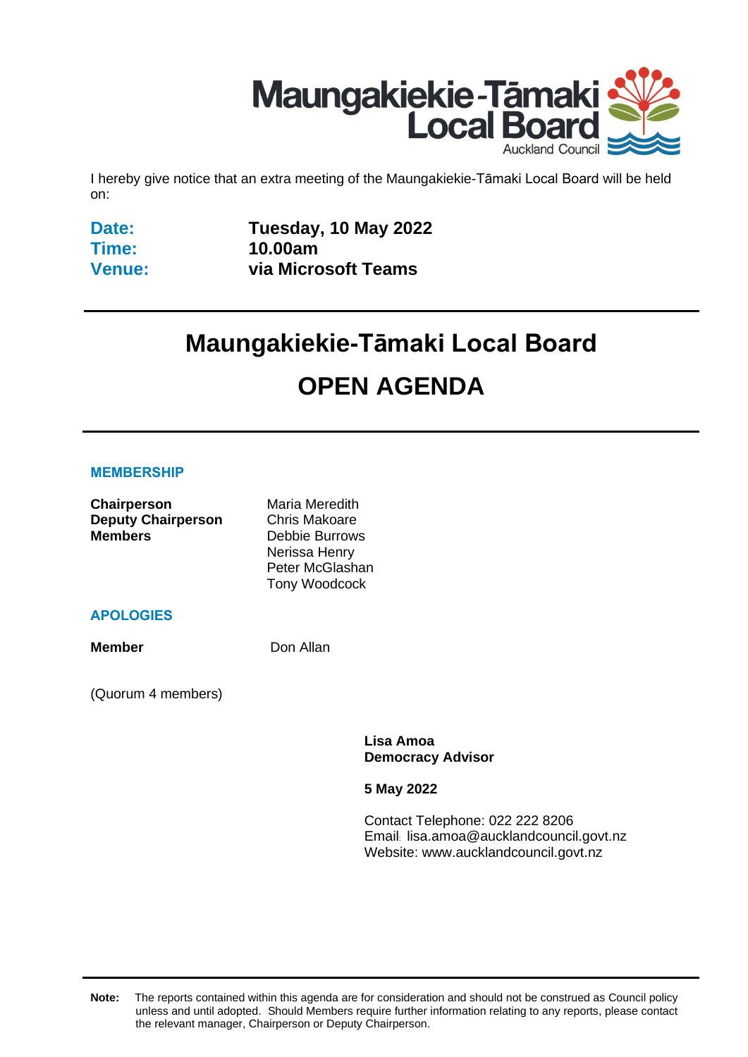Maungakiekie-Tāmaki Local Board
Auckland Council

I hereby give notice that an extra meeting of the Maungakiekie-Tāmaki Local Board will be held on:

| | |
|---|---|
| **Date:** | **Tuesday, 10 May 2022** |
| **Time:** | **10.00am** |
| **Venue:** | **via Microsoft Teams** |

# Maungakiekie-Tāmaki Local Board

# OPEN AGENDA

### MEMBERSHIP

| | |
|---|---|
| **Chairperson** | Maria Meredith |
| **Deputy Chairperson** | Chris Makoare |
| **Members** | Debbie Burrows |
| | Nerissa Henry |
| | Peter McGlashan |
| | Tony Woodcock |

### APOLOGIES

| | |
|---|---|
| **Member** | Don Allan |

(Quorum 4 members)

**Lisa Amoa**
**Democracy Advisor**

**5 May 2022**

Contact Telephone: 022 222 8206
Email: lisa.amoa@aucklandcouncil.govt.nz
Website: www.aucklandcouncil.govt.nz

**Note:** The reports contained within this agenda are for consideration and should not be construed as Council policy unless and until adopted. Should Members require further information relating to any reports, please contact the relevant manager, Chairperson or Deputy Chairperson.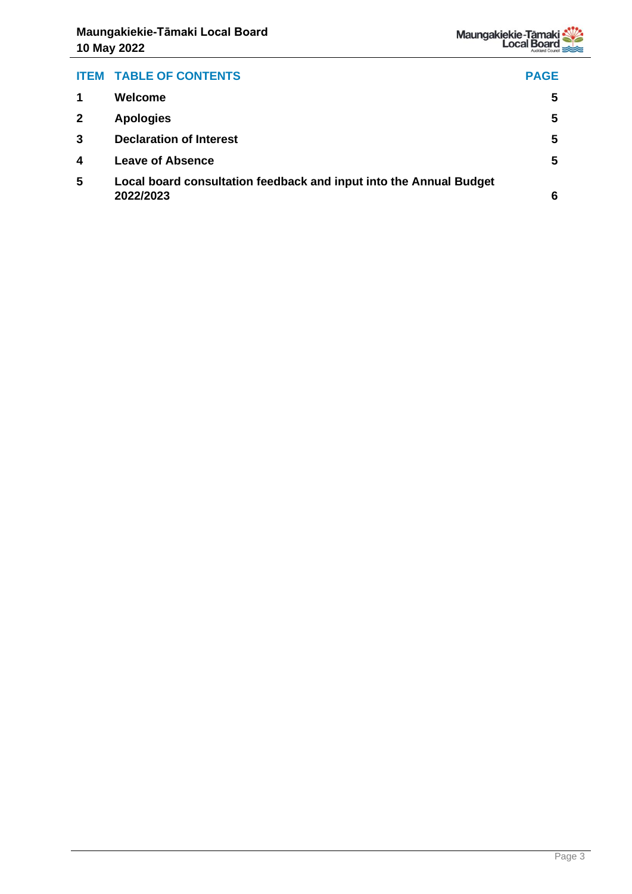| ITEM | TABLE OF CONTENTS | PAGE |
| --- | --- | --- |
| 1 | **Welcome** | 5 |
| 2 | **Apologies** | 5 |
| 3 | **Declaration of Interest** | 5 |
| 4 | **Leave of Absence** | 5 |
| 5 | **Local board consultation feedback and input into the Annual Budget 2022/2023** | 6 |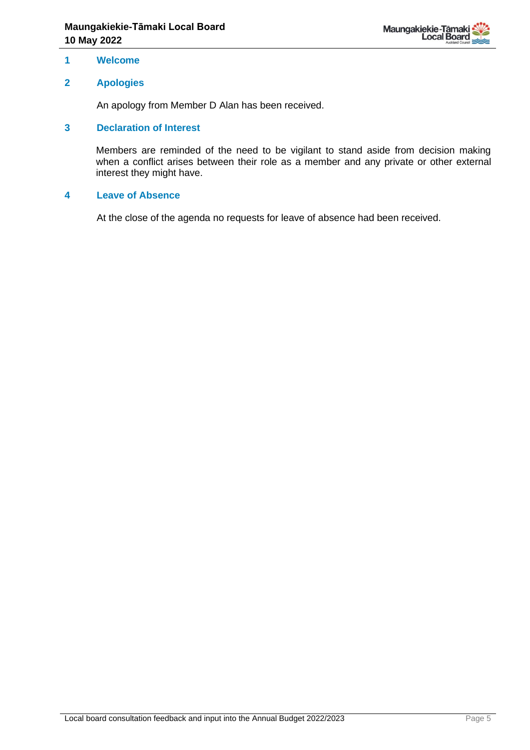## 1 Welcome

## 2 Apologies

An apology from Member D Alan has been received.

## 3 Declaration of Interest

Members are reminded of the need to be vigilant to stand aside from decision making when a conflict arises between their role as a member and any private or other external interest they might have.

## 4 Leave of Absence

At the close of the agenda no requests for leave of absence had been received.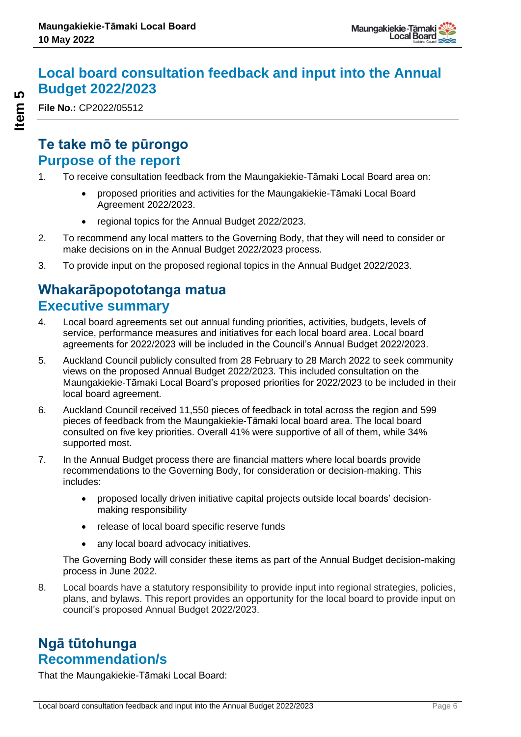# Local board consultation feedback and input into the Annual Budget 2022/2023

**File No.:** CP2022/05512

## Te take mō te pūrongo
## Purpose of the report

1. To receive consultation feedback from the Maungakiekie-Tāmaki Local Board area on:
    - proposed priorities and activities for the Maungakiekie-Tāmaki Local Board Agreement 2022/2023.
    - regional topics for the Annual Budget 2022/2023.
2. To recommend any local matters to the Governing Body, that they will need to consider or make decisions on in the Annual Budget 2022/2023 process.
3. To provide input on the proposed regional topics in the Annual Budget 2022/2023.

## Whakarāpopototanga matua
## Executive summary

4. Local board agreements set out annual funding priorities, activities, budgets, levels of service, performance measures and initiatives for each local board area. Local board agreements for 2022/2023 will be included in the Council's Annual Budget 2022/2023.
5. Auckland Council publicly consulted from 28 February to 28 March 2022 to seek community views on the proposed Annual Budget 2022/2023. This included consultation on the Maungakiekie-Tāmaki Local Board's proposed priorities for 2022/2023 to be included in their local board agreement.
6. Auckland Council received 11,550 pieces of feedback in total across the region and 599 pieces of feedback from the Maungakiekie-Tāmaki local board area. The local board consulted on five key priorities. Overall 41% were supportive of all of them, while 34% supported most.
7. In the Annual Budget process there are financial matters where local boards provide recommendations to the Governing Body, for consideration or decision-making. This includes:
    - proposed locally driven initiative capital projects outside local boards' decision-making responsibility
    - release of local board specific reserve funds
    - any local board advocacy initiatives.

   The Governing Body will consider these items as part of the Annual Budget decision-making process in June 2022.
8. Local boards have a statutory responsibility to provide input into regional strategies, policies, plans, and bylaws. This report provides an opportunity for the local board to provide input on council's proposed Annual Budget 2022/2023.

## Ngā tūtohunga
## Recommendation/s

That the Maungakiekie-Tāmaki Local Board: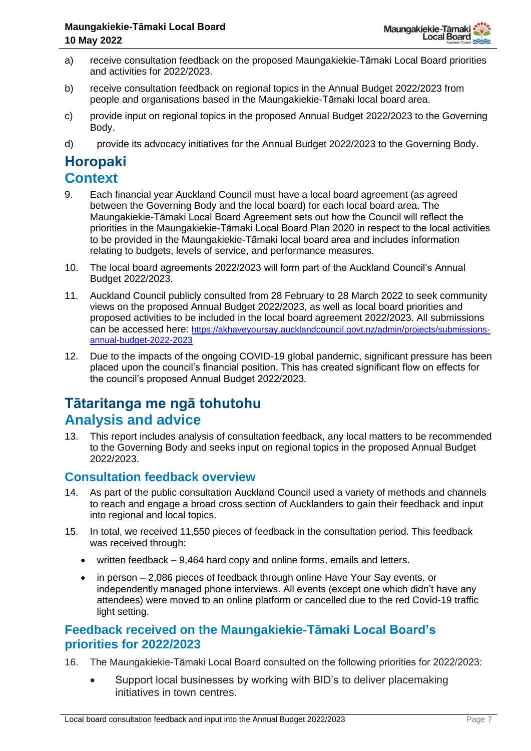a) receive consultation feedback on the proposed Maungakiekie-Tāmaki Local Board priorities and activities for 2022/2023.

b) receive consultation feedback on regional topics in the Annual Budget 2022/2023 from people and organisations based in the Maungakiekie-Tāmaki local board area.

c) provide input on regional topics in the proposed Annual Budget 2022/2023 to the Governing Body.

d) provide its advocacy initiatives for the Annual Budget 2022/2023 to the Governing Body.

## Horopaki
## Context

9. Each financial year Auckland Council must have a local board agreement (as agreed between the Governing Body and the local board) for each local board area. The Maungakiekie-Tāmaki Local Board Agreement sets out how the Council will reflect the priorities in the Maungakiekie-Tāmaki Local Board Plan 2020 in respect to the local activities to be provided in the Maungakiekie-Tāmaki local board area and includes information relating to budgets, levels of service, and performance measures.

10. The local board agreements 2022/2023 will form part of the Auckland Council's Annual Budget 2022/2023.

11. Auckland Council publicly consulted from 28 February to 28 March 2022 to seek community views on the proposed Annual Budget 2022/2023, as well as local board priorities and proposed activities to be included in the local board agreement 2022/2023. All submissions can be accessed here: https://akhaveyoursay.aucklandcouncil.govt.nz/admin/projects/submissions-annual-budget-2022-2023

12. Due to the impacts of the ongoing COVID-19 global pandemic, significant pressure has been placed upon the council's financial position. This has created significant flow on effects for the council's proposed Annual Budget 2022/2023.

## Tātaritanga me ngā tohutohu
## Analysis and advice

13. This report includes analysis of consultation feedback, any local matters to be recommended to the Governing Body and seeks input on regional topics in the proposed Annual Budget 2022/2023.

### Consultation feedback overview

14. As part of the public consultation Auckland Council used a variety of methods and channels to reach and engage a broad cross section of Aucklanders to gain their feedback and input into regional and local topics.

15. In total, we received 11,550 pieces of feedback in the consultation period. This feedback was received through:

- written feedback – 9,464 hard copy and online forms, emails and letters.
- in person – 2,086 pieces of feedback through online Have Your Say events, or independently managed phone interviews. All events (except one which didn't have any attendees) were moved to an online platform or cancelled due to the red Covid-19 traffic light setting.

### Feedback received on the Maungakiekie-Tāmaki Local Board's priorities for 2022/2023

16. The Maungakiekie-Tāmaki Local Board consulted on the following priorities for 2022/2023:

- Support local businesses by working with BID's to deliver placemaking initiatives in town centres.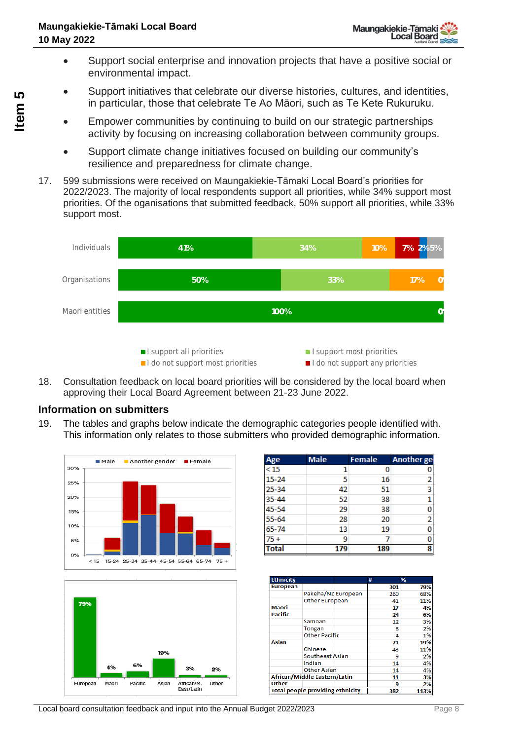- Support social enterprise and innovation projects that have a positive social or environmental impact.
- Support initiatives that celebrate our diverse histories, cultures, and identities, in particular, those that celebrate Te Ao Māori, such as Te Kete Rukuruku.
- Empower communities by continuing to build on our strategic partnerships activity by focusing on increasing collaboration between community groups.
- Support climate change initiatives focused on building our community's resilience and preparedness for climate change.

17. 599 submissions were received on Maungakiekie-Tāmaki Local Board's priorities for 2022/2023. The majority of local respondents support all priorities, while 34% support most priorities. Of the oganisations that submitted feedback, 50% support all priorities, while 33% support most.

| | I support all priorities | I support most priorities | I do not support most priorities | I do not support any priorities | | |
|---|---|---|---|---|---|---|
| Individuals | 41% | 34% | 10% | 7% | 2% | 5% |
| Organisations | 50% | 33% | 17% | 0 | | |
| Maori entities | 100% | | | 0 | | |

18. Consultation feedback on local board priorities will be considered by the local board when approving their Local Board Agreement between 21-23 June 2022.

## Information on submitters

19. The tables and graphs below indicate the demographic categories people identified with. This information only relates to those submitters who provided demographic information.

| Age | Male | Female | Another ge |
|---|---|---|---|
| < 15 | 1 | 0 | 0 |
| 15-24 | 5 | 16 | 2 |
| 25-34 | 42 | 51 | 3 |
| 35-44 | 52 | 38 | 1 |
| 45-54 | 29 | 38 | 0 |
| 55-64 | 28 | 20 | 2 |
| 65-74 | 13 | 19 | 0 |
| 75 + | 9 | 7 | 0 |
| Total | 179 | 189 | 8 |

| Ethnicity | | # | % |
|---|---|---|---|
| European | | 301 | 79% |
| | Pakeha/NZ European | 260 | 68% |
| | Other European | 41 | 11% |
| Maori | | 17 | 4% |
| Pacific | | 24 | 6% |
| | Samoan | 12 | 3% |
| | Tongan | 8 | 2% |
| | Other Pacific | 4 | 1% |
| Asian | | 71 | 19% |
| | Chinese | 43 | 11% |
| | Southeast Asian | 9 | 2% |
| | Indian | 14 | 4% |
| | Other Asian | 14 | 4% |
| African/Middle Eastern/Latin | | 11 | 3% |
| Other | | 9 | 2% |
| Total people providing ethnicity | | 382 | 113% |

| Ethnicity | % |
|---|---|
| European | 79% |
| Maori | 4% |
| Pacific | 6% |
| Asian | 19% |
| African/M. East/Latin | 3% |
| Other | 2% |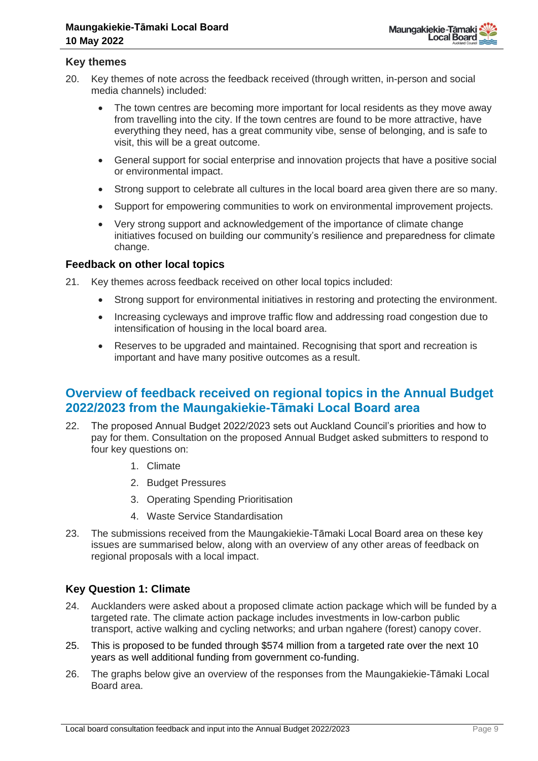### Key themes

20. Key themes of note across the feedback received (through written, in-person and social media channels) included:

    - The town centres are becoming more important for local residents as they move away from travelling into the city. If the town centres are found to be more attractive, have everything they need, has a great community vibe, sense of belonging, and is safe to visit, this will be a great outcome.
    - General support for social enterprise and innovation projects that have a positive social or environmental impact.
    - Strong support to celebrate all cultures in the local board area given there are so many.
    - Support for empowering communities to work on environmental improvement projects.
    - Very strong support and acknowledgement of the importance of climate change initiatives focused on building our community's resilience and preparedness for climate change.

### Feedback on other local topics

21. Key themes across feedback received on other local topics included:

    - Strong support for environmental initiatives in restoring and protecting the environment.
    - Increasing cycleways and improve traffic flow and addressing road congestion due to intensification of housing in the local board area.
    - Reserves to be upgraded and maintained. Recognising that sport and recreation is important and have many positive outcomes as a result.

## Overview of feedback received on regional topics in the Annual Budget 2022/2023 from the Maungakiekie-Tāmaki Local Board area

22. The proposed Annual Budget 2022/2023 sets out Auckland Council's priorities and how to pay for them. Consultation on the proposed Annual Budget asked submitters to respond to four key questions on:

    1. Climate
    2. Budget Pressures
    3. Operating Spending Prioritisation
    4. Waste Service Standardisation

23. The submissions received from the Maungakiekie-Tāmaki Local Board area on these key issues are summarised below, along with an overview of any other areas of feedback on regional proposals with a local impact.

### Key Question 1: Climate

24. Aucklanders were asked about a proposed climate action package which will be funded by a targeted rate. The climate action package includes investments in low-carbon public transport, active walking and cycling networks; and urban ngahere (forest) canopy cover.

25. This is proposed to be funded through $574 million from a targeted rate over the next 10 years as well additional funding from government co-funding.

26. The graphs below give an overview of the responses from the Maungakiekie-Tāmaki Local Board area.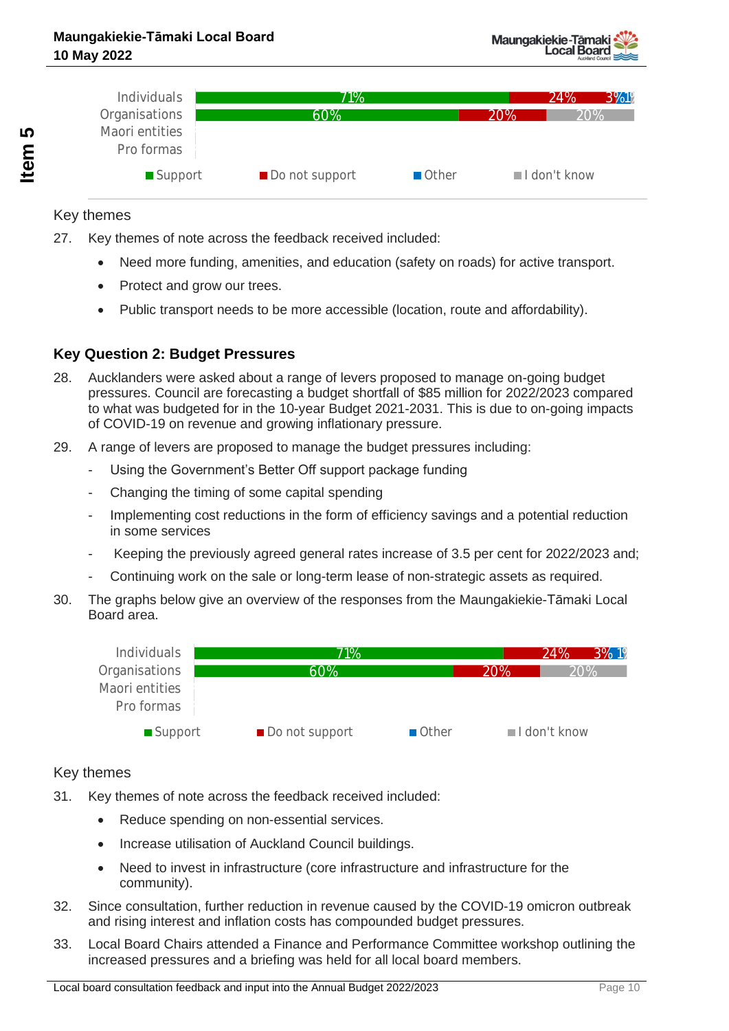| | Support | Do not support | Other | I don't know |
|---|---|---|---|---|
| Individuals | 71% | 24% | 3% | 1% |
| Organisations | 60% | 20% | | 20% |
| Maori entities | | | | |
| Pro formas | | | | |

Key themes

27. Key themes of note across the feedback received included:

    - Need more funding, amenities, and education (safety on roads) for active transport.
    - Protect and grow our trees.
    - Public transport needs to be more accessible (location, route and affordability).

### Key Question 2: Budget Pressures

28. Aucklanders were asked about a range of levers proposed to manage on-going budget pressures. Council are forecasting a budget shortfall of $85 million for 2022/2023 compared to what was budgeted for in the 10-year Budget 2021-2031. This is due to on-going impacts of COVID-19 on revenue and growing inflationary pressure.

29. A range of levers are proposed to manage the budget pressures including:

    - Using the Government's Better Off support package funding
    - Changing the timing of some capital spending
    - Implementing cost reductions in the form of efficiency savings and a potential reduction in some services
    - Keeping the previously agreed general rates increase of 3.5 per cent for 2022/2023 and;
    - Continuing work on the sale or long-term lease of non-strategic assets as required.

30. The graphs below give an overview of the responses from the Maungakiekie-Tāmaki Local Board area.

| | Support | Do not support | Other | I don't know |
|---|---|---|---|---|
| Individuals | 71% | 24% | 3% | 1% |
| Organisations | 60% | 20% | | 20% |
| Maori entities | | | | |
| Pro formas | | | | |

Key themes

31. Key themes of note across the feedback received included:

    - Reduce spending on non-essential services.
    - Increase utilisation of Auckland Council buildings.
    - Need to invest in infrastructure (core infrastructure and infrastructure for the community).

32. Since consultation, further reduction in revenue caused by the COVID-19 omicron outbreak and rising interest and inflation costs has compounded budget pressures.

33. Local Board Chairs attended a Finance and Performance Committee workshop outlining the increased pressures and a briefing was held for all local board members.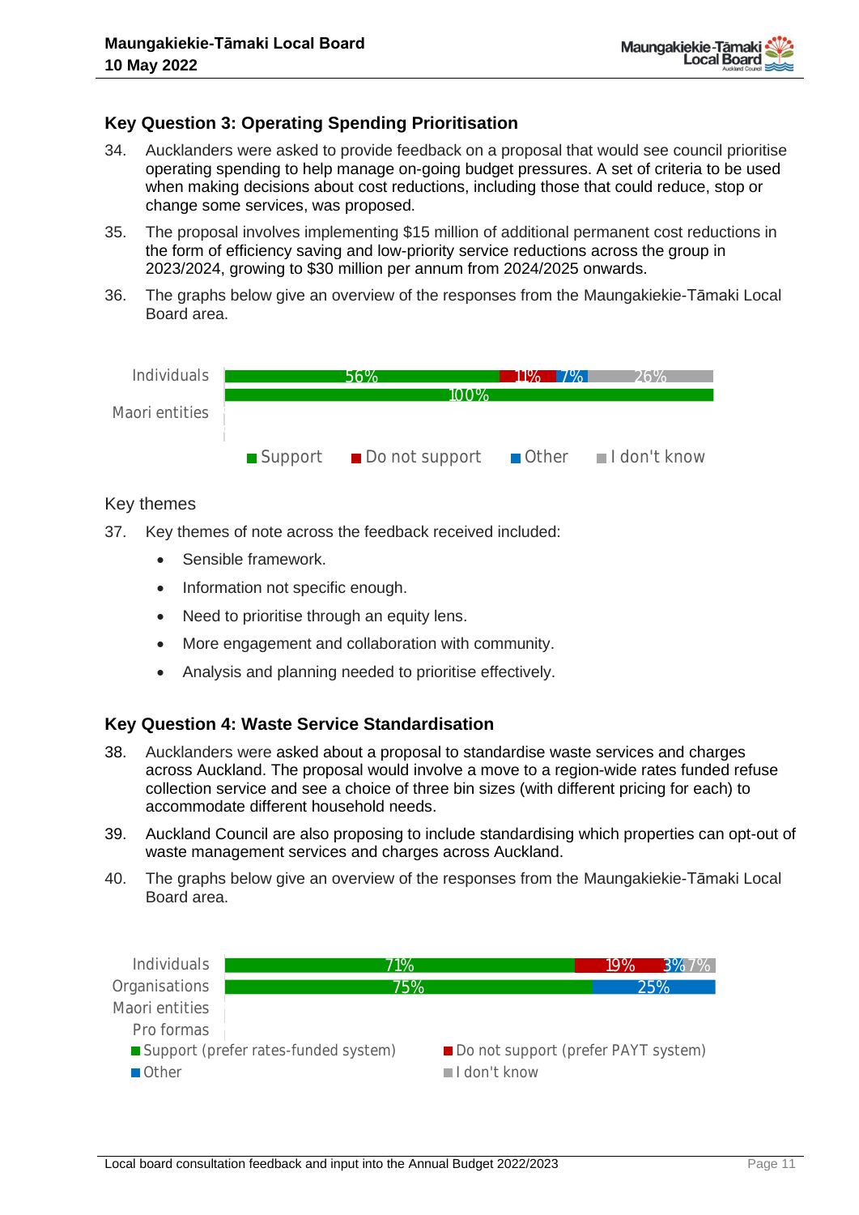### Key Question 3: Operating Spending Prioritisation

34. Aucklanders were asked to provide feedback on a proposal that would see council prioritise operating spending to help manage on-going budget pressures. A set of criteria to be used when making decisions about cost reductions, including those that could reduce, stop or change some services, was proposed.

35. The proposal involves implementing $15 million of additional permanent cost reductions in the form of efficiency saving and low-priority service reductions across the group in 2023/2024, growing to $30 million per annum from 2024/2025 onwards.

36. The graphs below give an overview of the responses from the Maungakiekie-Tāmaki Local Board area.

| | Support | Do not support | Other | I don't know |
|---|---|---|---|---|
| Individuals | 56% | 11% | 7% | 26% |
| Maori entities | 100% | | | |

Key themes

37. Key themes of note across the feedback received included:
    - Sensible framework.
    - Information not specific enough.
    - Need to prioritise through an equity lens.
    - More engagement and collaboration with community.
    - Analysis and planning needed to prioritise effectively.

### Key Question 4: Waste Service Standardisation

38. Aucklanders were asked about a proposal to standardise waste services and charges across Auckland. The proposal would involve a move to a region-wide rates funded refuse collection service and see a choice of three bin sizes (with different pricing for each) to accommodate different household needs.

39. Auckland Council are also proposing to include standardising which properties can opt-out of waste management services and charges across Auckland.

40. The graphs below give an overview of the responses from the Maungakiekie-Tāmaki Local Board area.

| | Support (prefer rates-funded system) | Do not support (prefer PAYT system) | Other | I don't know |
|---|---|---|---|---|
| Individuals | 71% | 19% | 3% | 7% |
| Organisations | 75% | | 25% | |
| Maori entities | | | | |
| Pro formas | | | | |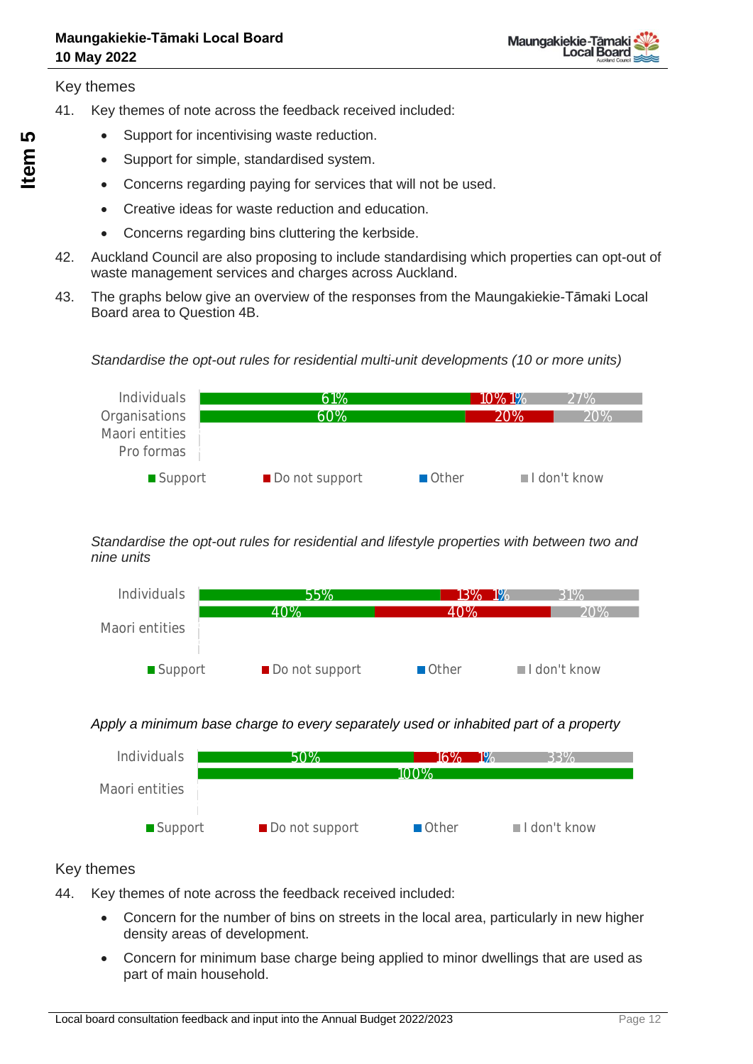### Key themes

41. Key themes of note across the feedback received included:

    - Support for incentivising waste reduction.
    - Support for simple, standardised system.
    - Concerns regarding paying for services that will not be used.
    - Creative ideas for waste reduction and education.
    - Concerns regarding bins cluttering the kerbside.

42. Auckland Council are also proposing to include standardising which properties can opt-out of waste management services and charges across Auckland.

43. The graphs below give an overview of the responses from the Maungakiekie-Tāmaki Local Board area to Question 4B.

*Standardise the opt-out rules for residential multi-unit developments (10 or more units)*

| | Support | Do not support | Other | I don't know |
|---|---|---|---|---|
| Individuals | 61% | 10% | 1% | 27% |
| Organisations | 60% | 20% | | 20% |
| Maori entities | | | | |
| Pro formas | | | | |

*Standardise the opt-out rules for residential and lifestyle properties with between two and nine units*

| | Support | Do not support | Other | I don't know |
|---|---|---|---|---|
| Individuals | 55% | 13% | 1% | 31% |
| | 40% | 40% | | 20% |
| Maori entities | | | | |

*Apply a minimum base charge to every separately used or inhabited part of a property*

| | Support | Do not support | Other | I don't know |
|---|---|---|---|---|
| Individuals | 50% | 16% | 1% | 33% |
| | 100% | | | |
| Maori entities | | | | |

### Key themes

44. Key themes of note across the feedback received included:

    - Concern for the number of bins on streets in the local area, particularly in new higher density areas of development.
    - Concern for minimum base charge being applied to minor dwellings that are used as part of main household.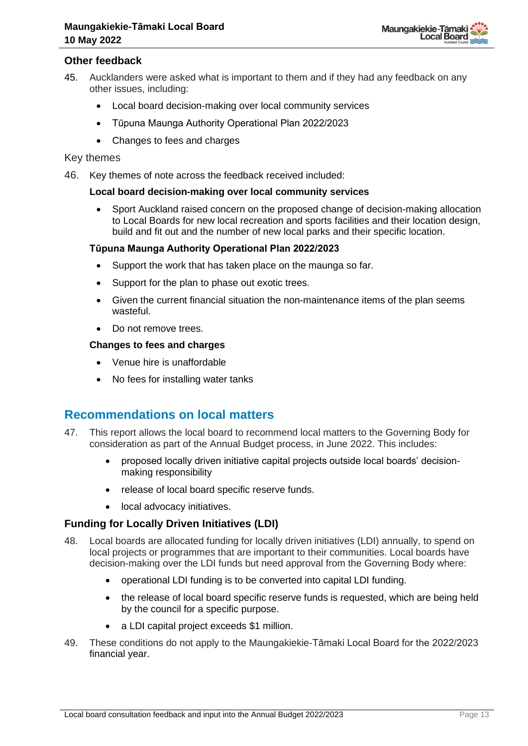### Other feedback

45. Aucklanders were asked what is important to them and if they had any feedback on any other issues, including:
    - Local board decision-making over local community services
    - Tūpuna Maunga Authority Operational Plan 2022/2023
    - Changes to fees and charges

Key themes

46. Key themes of note across the feedback received included:

    **Local board decision-making over local community services**

    - Sport Auckland raised concern on the proposed change of decision-making allocation to Local Boards for new local recreation and sports facilities and their location design, build and fit out and the number of new local parks and their specific location.

    **Tūpuna Maunga Authority Operational Plan 2022/2023**

    - Support the work that has taken place on the maunga so far.
    - Support for the plan to phase out exotic trees.
    - Given the current financial situation the non-maintenance items of the plan seems wasteful.
    - Do not remove trees.

    **Changes to fees and charges**

    - Venue hire is unaffordable
    - No fees for installing water tanks

## Recommendations on local matters

47. This report allows the local board to recommend local matters to the Governing Body for consideration as part of the Annual Budget process, in June 2022. This includes:
    - proposed locally driven initiative capital projects outside local boards' decision-making responsibility
    - release of local board specific reserve funds.
    - local advocacy initiatives.

### Funding for Locally Driven Initiatives (LDI)

48. Local boards are allocated funding for locally driven initiatives (LDI) annually, to spend on local projects or programmes that are important to their communities. Local boards have decision-making over the LDI funds but need approval from the Governing Body where:
    - operational LDI funding is to be converted into capital LDI funding.
    - the release of local board specific reserve funds is requested, which are being held by the council for a specific purpose.
    - a LDI capital project exceeds $1 million.

49. These conditions do not apply to the Maungakiekie-Tāmaki Local Board for the 2022/2023 financial year.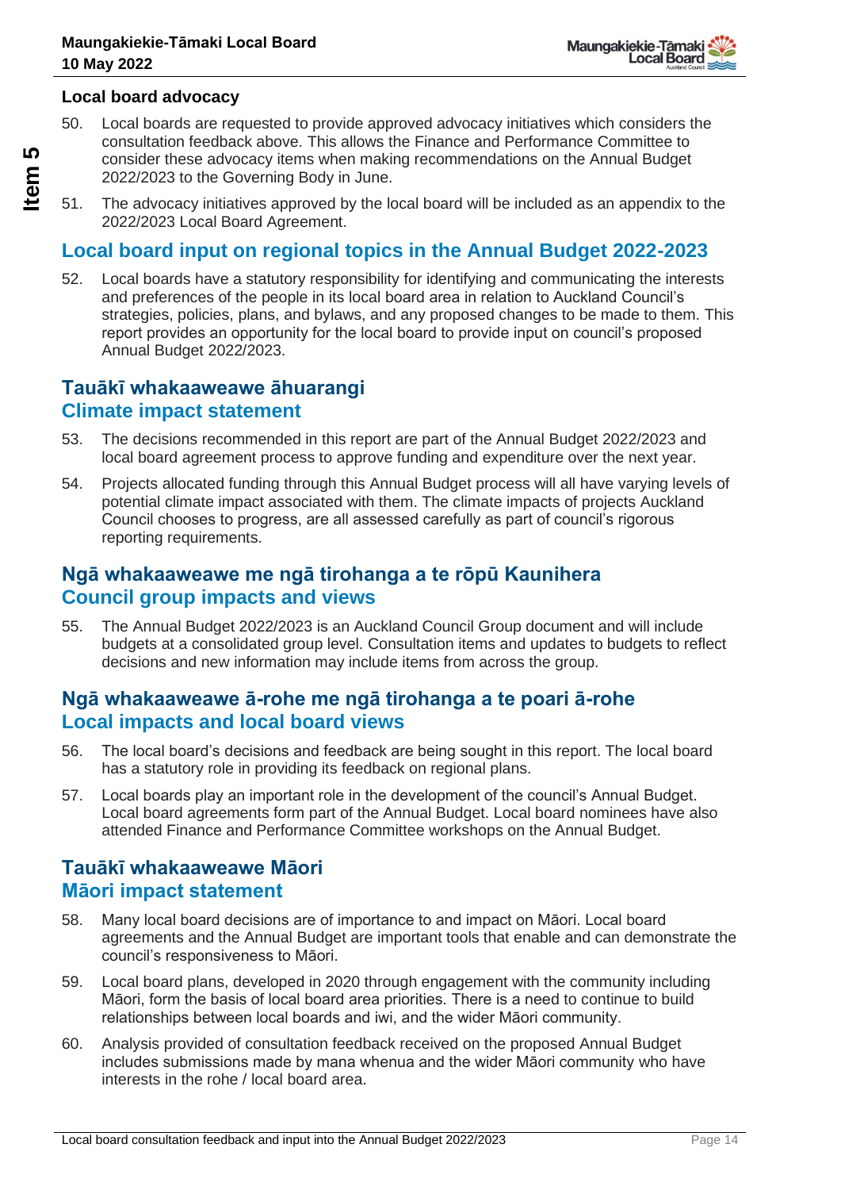### Local board advocacy

50. Local boards are requested to provide approved advocacy initiatives which considers the consultation feedback above. This allows the Finance and Performance Committee to consider these advocacy items when making recommendations on the Annual Budget 2022/2023 to the Governing Body in June.

51. The advocacy initiatives approved by the local board will be included as an appendix to the 2022/2023 Local Board Agreement.

## Local board input on regional topics in the Annual Budget 2022-2023

52. Local boards have a statutory responsibility for identifying and communicating the interests and preferences of the people in its local board area in relation to Auckland Council's strategies, policies, plans, and bylaws, and any proposed changes to be made to them. This report provides an opportunity for the local board to provide input on council's proposed Annual Budget 2022/2023.

## Tauākī whakaaweawe āhuarangi
## Climate impact statement

53. The decisions recommended in this report are part of the Annual Budget 2022/2023 and local board agreement process to approve funding and expenditure over the next year.

54. Projects allocated funding through this Annual Budget process will all have varying levels of potential climate impact associated with them. The climate impacts of projects Auckland Council chooses to progress, are all assessed carefully as part of council's rigorous reporting requirements.

## Ngā whakaaweawe me ngā tirohanga a te rōpū Kaunihera
## Council group impacts and views

55. The Annual Budget 2022/2023 is an Auckland Council Group document and will include budgets at a consolidated group level. Consultation items and updates to budgets to reflect decisions and new information may include items from across the group.

## Ngā whakaaweawe ā-rohe me ngā tirohanga a te poari ā-rohe
## Local impacts and local board views

56. The local board's decisions and feedback are being sought in this report. The local board has a statutory role in providing its feedback on regional plans.

57. Local boards play an important role in the development of the council's Annual Budget. Local board agreements form part of the Annual Budget. Local board nominees have also attended Finance and Performance Committee workshops on the Annual Budget.

## Tauākī whakaaweawe Māori
## Māori impact statement

58. Many local board decisions are of importance to and impact on Māori. Local board agreements and the Annual Budget are important tools that enable and can demonstrate the council's responsiveness to Māori.

59. Local board plans, developed in 2020 through engagement with the community including Māori, form the basis of local board area priorities. There is a need to continue to build relationships between local boards and iwi, and the wider Māori community.

60. Analysis provided of consultation feedback received on the proposed Annual Budget includes submissions made by mana whenua and the wider Māori community who have interests in the rohe / local board area.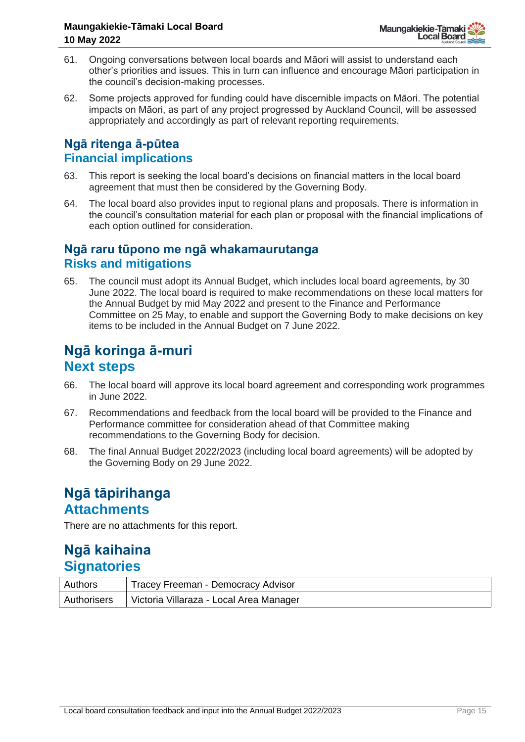61. Ongoing conversations between local boards and Māori will assist to understand each other's priorities and issues. This in turn can influence and encourage Māori participation in the council's decision-making processes.

62. Some projects approved for funding could have discernible impacts on Māori. The potential impacts on Māori, as part of any project progressed by Auckland Council, will be assessed appropriately and accordingly as part of relevant reporting requirements.

## Ngā ritenga ā-pūtea
## Financial implications

63. This report is seeking the local board's decisions on financial matters in the local board agreement that must then be considered by the Governing Body.

64. The local board also provides input to regional plans and proposals. There is information in the council's consultation material for each plan or proposal with the financial implications of each option outlined for consideration.

## Ngā raru tūpono me ngā whakamaurutanga
## Risks and mitigations

65. The council must adopt its Annual Budget, which includes local board agreements, by 30 June 2022. The local board is required to make recommendations on these local matters for the Annual Budget by mid May 2022 and present to the Finance and Performance Committee on 25 May, to enable and support the Governing Body to make decisions on key items to be included in the Annual Budget on 7 June 2022.

# Ngā koringa ā-muri
# Next steps

66. The local board will approve its local board agreement and corresponding work programmes in June 2022.

67. Recommendations and feedback from the local board will be provided to the Finance and Performance committee for consideration ahead of that Committee making recommendations to the Governing Body for decision.

68. The final Annual Budget 2022/2023 (including local board agreements) will be adopted by the Governing Body on 29 June 2022.

# Ngā tāpirihanga
# Attachments

There are no attachments for this report.

# Ngā kaihaina
# Signatories

| | |
|---|---|
| Authors | Tracey Freeman - Democracy Advisor |
| Authorisers | Victoria Villaraza - Local Area Manager |